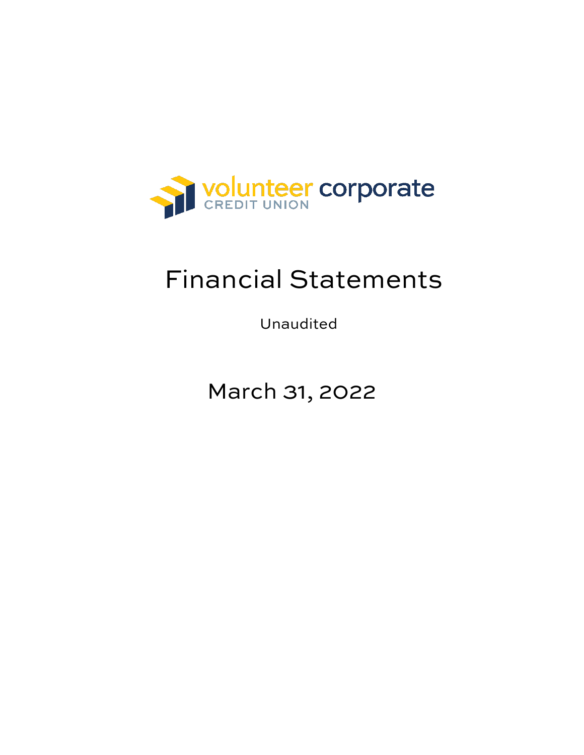volunteer corporate
CREDIT UNION

# Financial Statements

Unaudited

March 31, 2022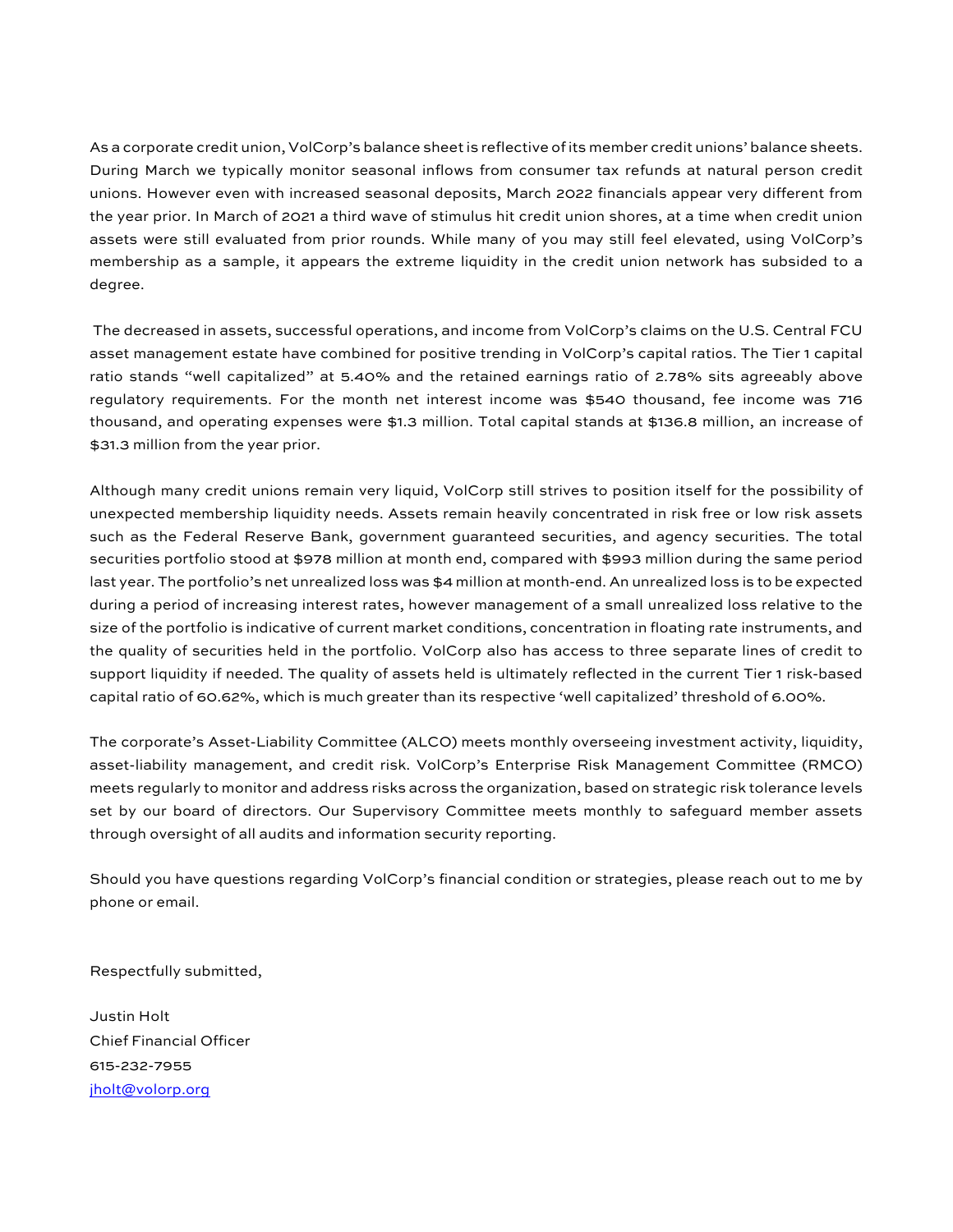As a corporate credit union, VolCorp's balance sheet is reflective of its member credit unions' balance sheets. During March we typically monitor seasonal inflows from consumer tax refunds at natural person credit unions. However even with increased seasonal deposits, March 2022 financials appear very different from the year prior. In March of 2021 a third wave of stimulus hit credit union shores, at a time when credit union assets were still evaluated from prior rounds. While many of you may still feel elevated, using VolCorp's membership as a sample, it appears the extreme liquidity in the credit union network has subsided to a degree.

The decreased in assets, successful operations, and income from VolCorp's claims on the U.S. Central FCU asset management estate have combined for positive trending in VolCorp's capital ratios. The Tier 1 capital ratio stands "well capitalized" at 5.40% and the retained earnings ratio of 2.78% sits agreeably above regulatory requirements. For the month net interest income was $540 thousand, fee income was 716 thousand, and operating expenses were $1.3 million. Total capital stands at $136.8 million, an increase of $31.3 million from the year prior.

Although many credit unions remain very liquid, VolCorp still strives to position itself for the possibility of unexpected membership liquidity needs. Assets remain heavily concentrated in risk free or low risk assets such as the Federal Reserve Bank, government guaranteed securities, and agency securities. The total securities portfolio stood at $978 million at month end, compared with $993 million during the same period last year. The portfolio's net unrealized loss was $4 million at month-end. An unrealized loss is to be expected during a period of increasing interest rates, however management of a small unrealized loss relative to the size of the portfolio is indicative of current market conditions, concentration in floating rate instruments, and the quality of securities held in the portfolio. VolCorp also has access to three separate lines of credit to support liquidity if needed. The quality of assets held is ultimately reflected in the current Tier 1 risk-based capital ratio of 60.62%, which is much greater than its respective 'well capitalized' threshold of 6.00%.

The corporate's Asset-Liability Committee (ALCO) meets monthly overseeing investment activity, liquidity, asset-liability management, and credit risk. VolCorp's Enterprise Risk Management Committee (RMCO) meets regularly to monitor and address risks across the organization, based on strategic risk tolerance levels set by our board of directors. Our Supervisory Committee meets monthly to safeguard member assets through oversight of all audits and information security reporting.

Should you have questions regarding VolCorp's financial condition or strategies, please reach out to me by phone or email.

Respectfully submitted,

Justin Holt  
Chief Financial Officer  
615-232-7955  
jholt@volorp.org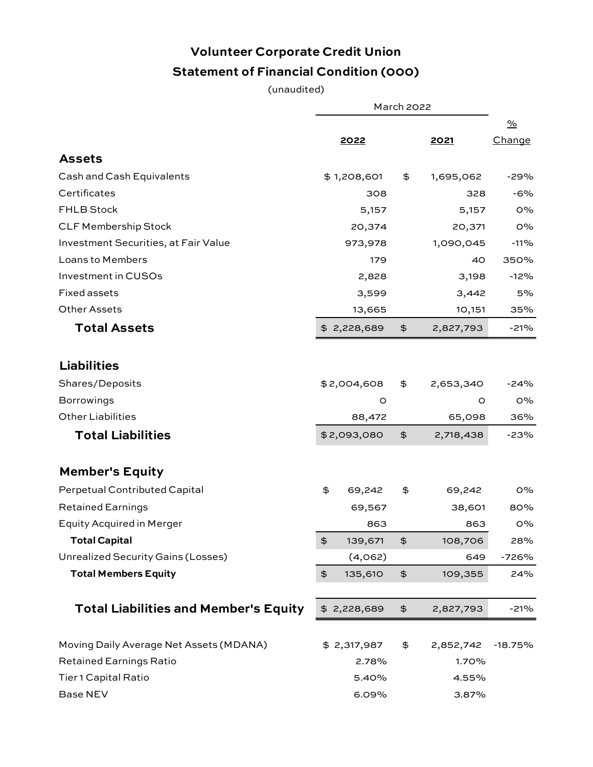# Volunteer Corporate Credit Union

## Statement of Financial Condition (000)

(unaudited)

| | March 2022 | | |
|---|---|---|---|
| | **2022** | **2021** | **% Change** |
| **Assets** | | | |
| Cash and Cash Equivalents | $ 1,208,601 | $ 1,695,062 | -29% |
| Certificates | 308 | 328 | -6% |
| FHLB Stock | 5,157 | 5,157 | 0% |
| CLF Membership Stock | 20,374 | 20,371 | 0% |
| Investment Securities, at Fair Value | 973,978 | 1,090,045 | -11% |
| Loans to Members | 179 | 40 | 350% |
| Investment in CUSOs | 2,828 | 3,198 | -12% |
| Fixed assets | 3,599 | 3,442 | 5% |
| Other Assets | 13,665 | 10,151 | 35% |
| **Total Assets** | $ 2,228,689 | $ 2,827,793 | -21% |
| | | | |
| **Liabilities** | | | |
| Shares/Deposits | $ 2,004,608 | $ 2,653,340 | -24% |
| Borrowings | 0 | 0 | 0% |
| Other Liabilities | 88,472 | 65,098 | 36% |
| **Total Liabilities** | $ 2,093,080 | $ 2,718,438 | -23% |
| | | | |
| **Member's Equity** | | | |
| Perpetual Contributed Capital | $ 69,242 | $ 69,242 | 0% |
| Retained Earnings | 69,567 | 38,601 | 80% |
| Equity Acquired in Merger | 863 | 863 | 0% |
| **Total Capital** | $ 139,671 | $ 108,706 | 28% |
| Unrealized Security Gains (Losses) | (4,062) | 649 | -726% |
| **Total Members Equity** | $ 135,610 | $ 109,355 | 24% |
| | | | |
| **Total Liabilities and Member's Equity** | $ 2,228,689 | $ 2,827,793 | -21% |
| | | | |
| Moving Daily Average Net Assets (MDANA) | $ 2,317,987 | $ 2,852,742 | -18.75% |
| Retained Earnings Ratio | 2.78% | 1.70% | |
| Tier 1 Capital Ratio | 5.40% | 4.55% | |
| Base NEV | 6.09% | 3.87% | |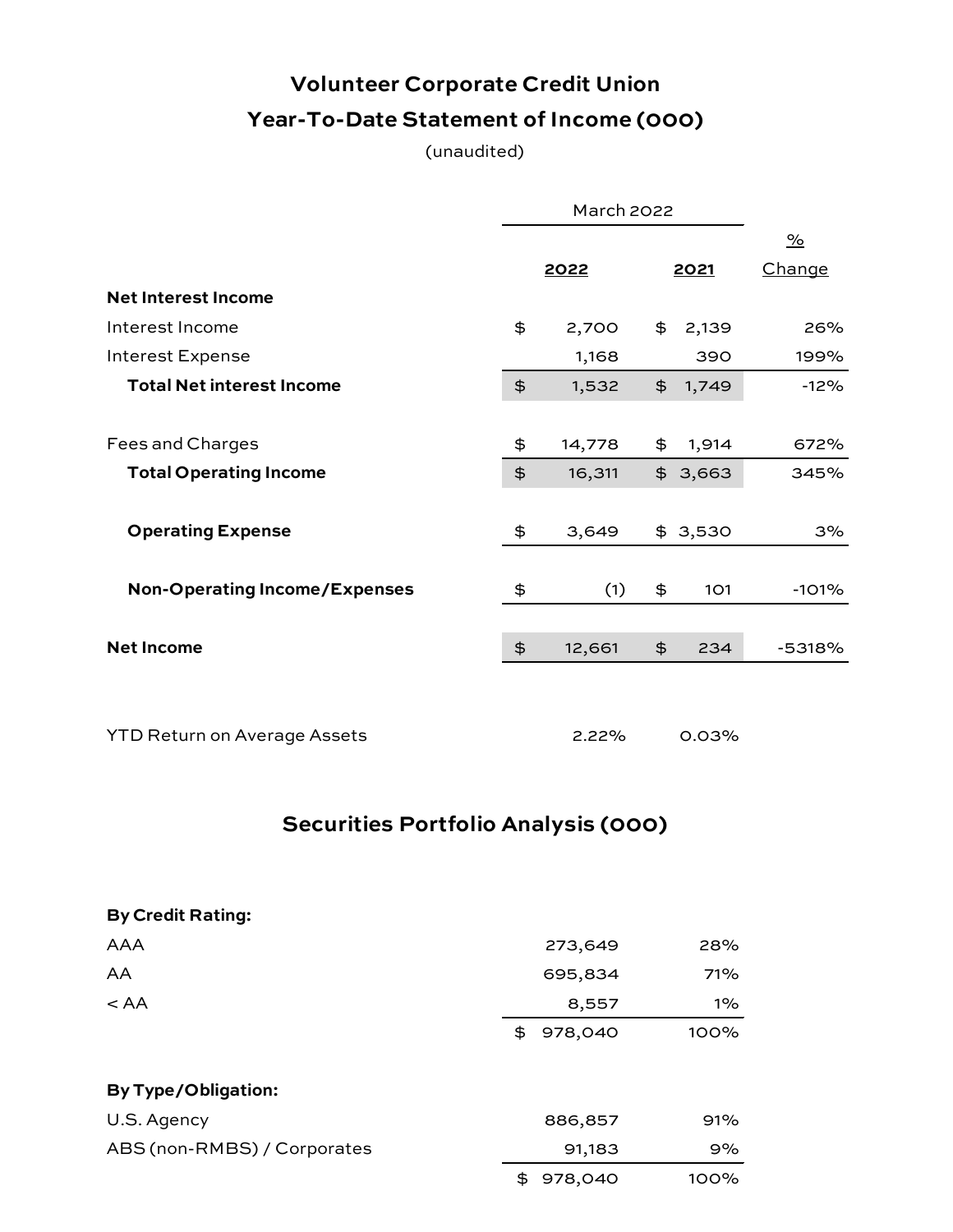# Volunteer Corporate Credit Union

## Year-To-Date Statement of Income (000)

(unaudited)

| | March 2022 | | |
|---|---|---|---|
| | **2022** | **2021** | **% Change** |
| **Net Interest Income** | | | |
| Interest Income | $ 2,700 | $ 2,139 | 26% |
| Interest Expense | 1,168 | 390 | 199% |
| **Total Net interest Income** | $ 1,532 | $ 1,749 | -12% |
| | | | |
| Fees and Charges | $ 14,778 | $ 1,914 | 672% |
| **Total Operating Income** | $ 16,311 | $ 3,663 | 345% |
| | | | |
| **Operating Expense** | $ 3,649 | $ 3,530 | 3% |
| | | | |
| **Non-Operating Income/Expenses** | $ (1) | $ 101 | -101% |
| | | | |
| **Net Income** | $ 12,661 | $ 234 | -5318% |
| | | | |
| YTD Return on Average Assets | 2.22% | 0.03% | |

## Securities Portfolio Analysis (000)

| | | |
|---|---|---|
| **By Credit Rating:** | | |
| AAA | 273,649 | 28% |
| AA | 695,834 | 71% |
| < AA | 8,557 | 1% |
| | $ 978,040 | 100% |
| | | |
| **By Type/Obligation:** | | |
| U.S. Agency | 886,857 | 91% |
| ABS (non-RMBS) / Corporates | 91,183 | 9% |
| | $ 978,040 | 100% |